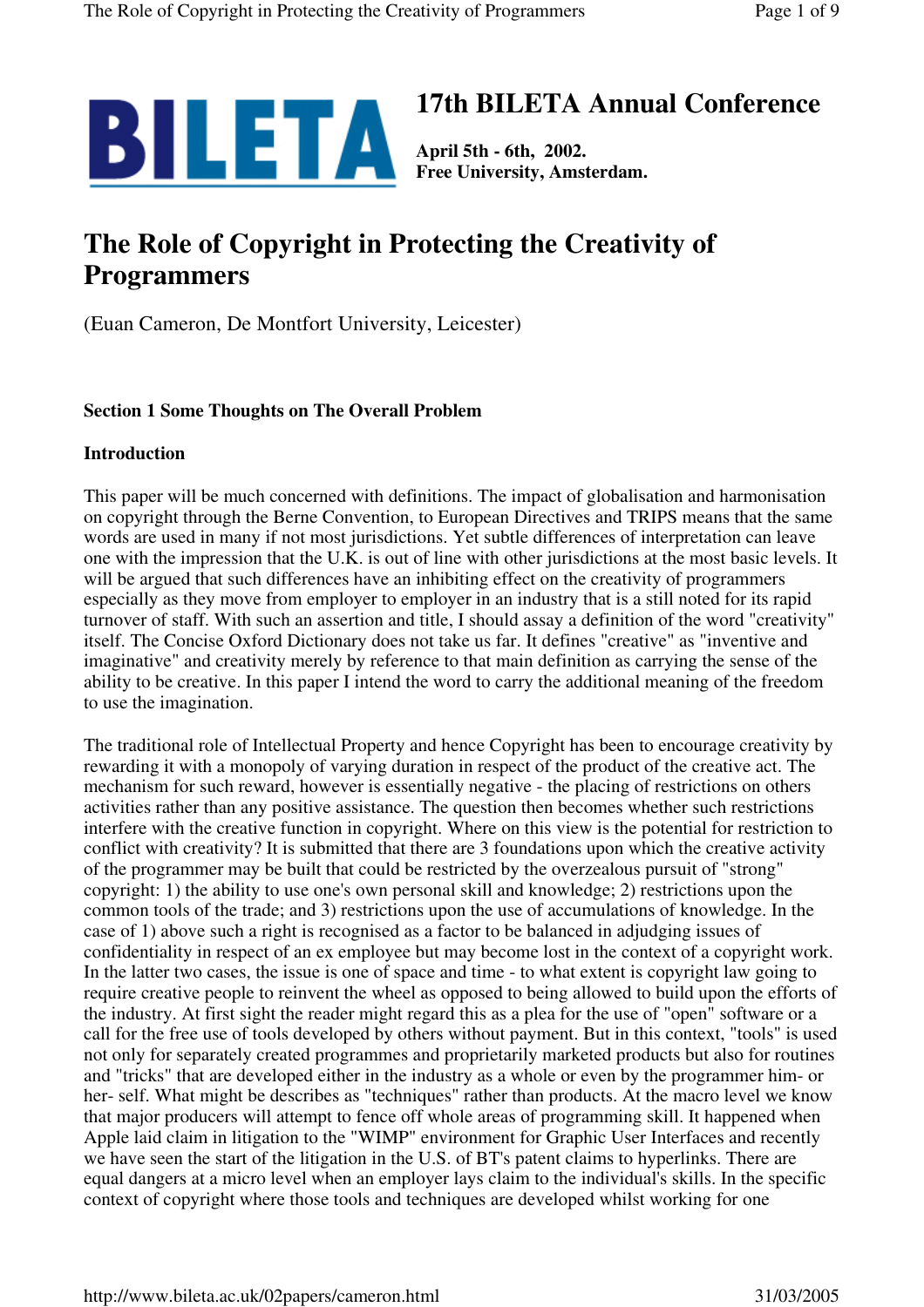# 17th BILETA Annual Conference

**April 5th - 6th, 2002.**
**Free University, Amsterdam.**

# The Role of Copyright in Protecting the Creativity of Programmers

(Euan Cameron, De Montfort University, Leicester)

## Section 1 Some Thoughts on The Overall Problem

### Introduction

This paper will be much concerned with definitions. The impact of globalisation and harmonisation on copyright through the Berne Convention, to European Directives and TRIPS means that the same words are used in many if not most jurisdictions. Yet subtle differences of interpretation can leave one with the impression that the U.K. is out of line with other jurisdictions at the most basic levels. It will be argued that such differences have an inhibiting effect on the creativity of programmers especially as they move from employer to employer in an industry that is a still noted for its rapid turnover of staff. With such an assertion and title, I should assay a definition of the word "creativity" itself. The Concise Oxford Dictionary does not take us far. It defines "creative" as "inventive and imaginative" and creativity merely by reference to that main definition as carrying the sense of the ability to be creative. In this paper I intend the word to carry the additional meaning of the freedom to use the imagination.

The traditional role of Intellectual Property and hence Copyright has been to encourage creativity by rewarding it with a monopoly of varying duration in respect of the product of the creative act. The mechanism for such reward, however is essentially negative - the placing of restrictions on others activities rather than any positive assistance. The question then becomes whether such restrictions interfere with the creative function in copyright. Where on this view is the potential for restriction to conflict with creativity? It is submitted that there are 3 foundations upon which the creative activity of the programmer may be built that could be restricted by the overzealous pursuit of "strong" copyright: 1) the ability to use one's own personal skill and knowledge; 2) restrictions upon the common tools of the trade; and 3) restrictions upon the use of accumulations of knowledge. In the case of 1) above such a right is recognised as a factor to be balanced in adjudging issues of confidentiality in respect of an ex employee but may become lost in the context of a copyright work. In the latter two cases, the issue is one of space and time - to what extent is copyright law going to require creative people to reinvent the wheel as opposed to being allowed to build upon the efforts of the industry. At first sight the reader might regard this as a plea for the use of "open" software or a call for the free use of tools developed by others without payment. But in this context, "tools" is used not only for separately created programmes and proprietarily marketed products but also for routines and "tricks" that are developed either in the industry as a whole or even by the programmer him- or her- self. What might be describes as "techniques" rather than products. At the macro level we know that major producers will attempt to fence off whole areas of programming skill. It happened when Apple laid claim in litigation to the "WIMP" environment for Graphic User Interfaces and recently we have seen the start of the litigation in the U.S. of BT's patent claims to hyperlinks. There are equal dangers at a micro level when an employer lays claim to the individual's skills. In the specific context of copyright where those tools and techniques are developed whilst working for one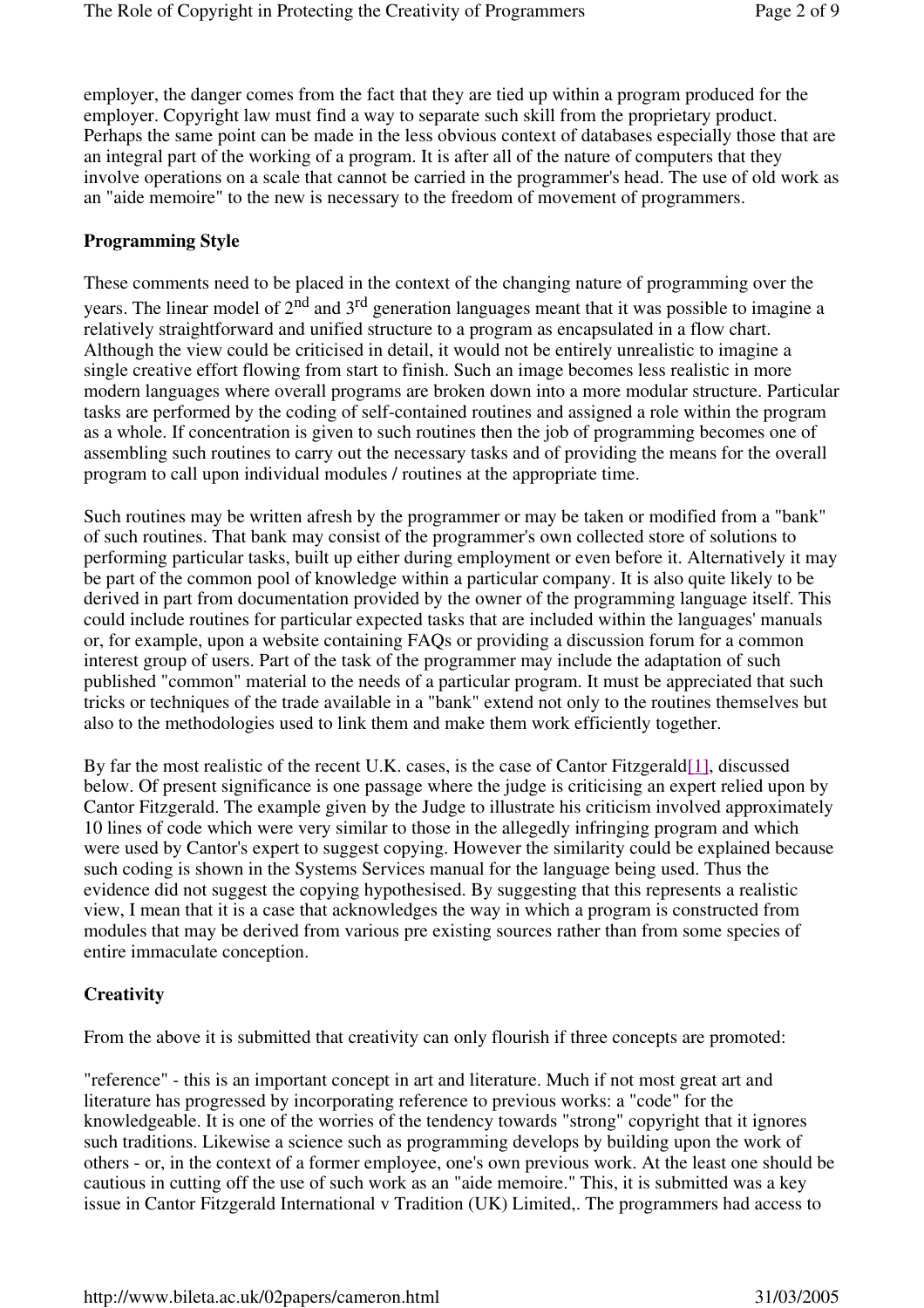employer, the danger comes from the fact that they are tied up within a program produced for the employer. Copyright law must find a way to separate such skill from the proprietary product. Perhaps the same point can be made in the less obvious context of databases especially those that are an integral part of the working of a program. It is after all of the nature of computers that they involve operations on a scale that cannot be carried in the programmer's head. The use of old work as an "aide memoire" to the new is necessary to the freedom of movement of programmers.

**Programming Style**

These comments need to be placed in the context of the changing nature of programming over the years. The linear model of 2nd and 3rd generation languages meant that it was possible to imagine a relatively straightforward and unified structure to a program as encapsulated in a flow chart. Although the view could be criticised in detail, it would not be entirely unrealistic to imagine a single creative effort flowing from start to finish. Such an image becomes less realistic in more modern languages where overall programs are broken down into a more modular structure. Particular tasks are performed by the coding of self-contained routines and assigned a role within the program as a whole. If concentration is given to such routines then the job of programming becomes one of assembling such routines to carry out the necessary tasks and of providing the means for the overall program to call upon individual modules / routines at the appropriate time.

Such routines may be written afresh by the programmer or may be taken or modified from a "bank" of such routines. That bank may consist of the programmer's own collected store of solutions to performing particular tasks, built up either during employment or even before it. Alternatively it may be part of the common pool of knowledge within a particular company. It is also quite likely to be derived in part from documentation provided by the owner of the programming language itself. This could include routines for particular expected tasks that are included within the languages' manuals or, for example, upon a website containing FAQs or providing a discussion forum for a common interest group of users. Part of the task of the programmer may include the adaptation of such published "common" material to the needs of a particular program. It must be appreciated that such tricks or techniques of the trade available in a "bank" extend not only to the routines themselves but also to the methodologies used to link them and make them work efficiently together.

By far the most realistic of the recent U.K. cases, is the case of Cantor Fitzgerald[1], discussed below. Of present significance is one passage where the judge is criticising an expert relied upon by Cantor Fitzgerald. The example given by the Judge to illustrate his criticism involved approximately 10 lines of code which were very similar to those in the allegedly infringing program and which were used by Cantor's expert to suggest copying. However the similarity could be explained because such coding is shown in the Systems Services manual for the language being used. Thus the evidence did not suggest the copying hypothesised. By suggesting that this represents a realistic view, I mean that it is a case that acknowledges the way in which a program is constructed from modules that may be derived from various pre existing sources rather than from some species of entire immaculate conception.

**Creativity**

From the above it is submitted that creativity can only flourish if three concepts are promoted:

"reference" - this is an important concept in art and literature. Much if not most great art and literature has progressed by incorporating reference to previous works: a "code" for the knowledgeable. It is one of the worries of the tendency towards "strong" copyright that it ignores such traditions. Likewise a science such as programming develops by building upon the work of others - or, in the context of a former employee, one's own previous work. At the least one should be cautious in cutting off the use of such work as an "aide memoire." This, it is submitted was a key issue in Cantor Fitzgerald International v Tradition (UK) Limited,. The programmers had access to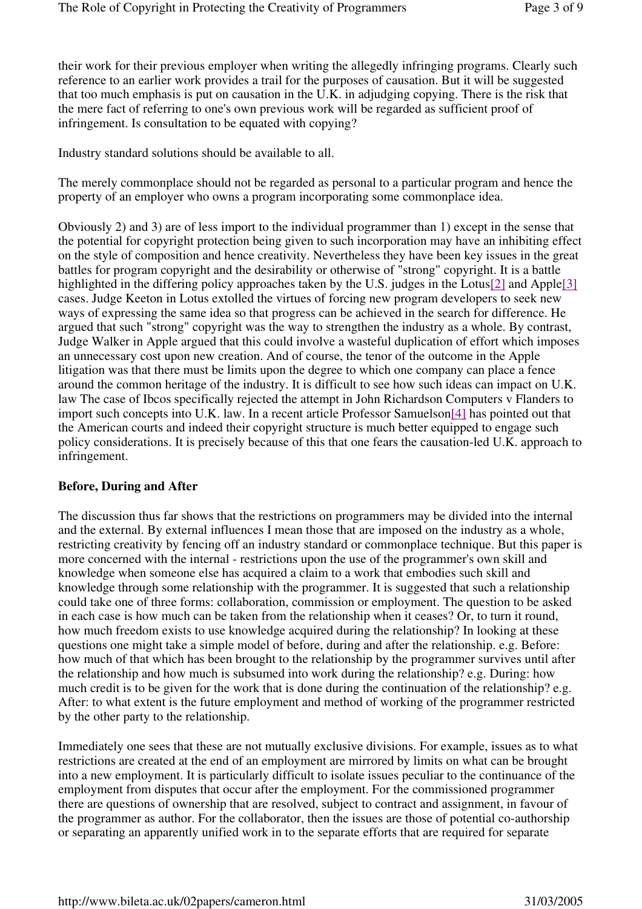their work for their previous employer when writing the allegedly infringing programs. Clearly such reference to an earlier work provides a trail for the purposes of causation. But it will be suggested that too much emphasis is put on causation in the U.K. in adjudging copying. There is the risk that the mere fact of referring to one's own previous work will be regarded as sufficient proof of infringement. Is consultation to be equated with copying?

Industry standard solutions should be available to all.

The merely commonplace should not be regarded as personal to a particular program and hence the property of an employer who owns a program incorporating some commonplace idea.

Obviously 2) and 3) are of less import to the individual programmer than 1) except in the sense that the potential for copyright protection being given to such incorporation may have an inhibiting effect on the style of composition and hence creativity. Nevertheless they have been key issues in the great battles for program copyright and the desirability or otherwise of "strong" copyright. It is a battle highlighted in the differing policy approaches taken by the U.S. judges in the Lotus[2] and Apple[3] cases. Judge Keeton in Lotus extolled the virtues of forcing new program developers to seek new ways of expressing the same idea so that progress can be achieved in the search for difference. He argued that such "strong" copyright was the way to strengthen the industry as a whole. By contrast, Judge Walker in Apple argued that this could involve a wasteful duplication of effort which imposes an unnecessary cost upon new creation. And of course, the tenor of the outcome in the Apple litigation was that there must be limits upon the degree to which one company can place a fence around the common heritage of the industry. It is difficult to see how such ideas can impact on U.K. law The case of Ibcos specifically rejected the attempt in John Richardson Computers v Flanders to import such concepts into U.K. law. In a recent article Professor Samuelson[4] has pointed out that the American courts and indeed their copyright structure is much better equipped to engage such policy considerations. It is precisely because of this that one fears the causation-led U.K. approach to infringement.

**Before, During and After**

The discussion thus far shows that the restrictions on programmers may be divided into the internal and the external. By external influences I mean those that are imposed on the industry as a whole, restricting creativity by fencing off an industry standard or commonplace technique. But this paper is more concerned with the internal - restrictions upon the use of the programmer's own skill and knowledge when someone else has acquired a claim to a work that embodies such skill and knowledge through some relationship with the programmer. It is suggested that such a relationship could take one of three forms: collaboration, commission or employment. The question to be asked in each case is how much can be taken from the relationship when it ceases? Or, to turn it round, how much freedom exists to use knowledge acquired during the relationship? In looking at these questions one might take a simple model of before, during and after the relationship. e.g. Before: how much of that which has been brought to the relationship by the programmer survives until after the relationship and how much is subsumed into work during the relationship? e.g. During: how much credit is to be given for the work that is done during the continuation of the relationship? e.g. After: to what extent is the future employment and method of working of the programmer restricted by the other party to the relationship.

Immediately one sees that these are not mutually exclusive divisions. For example, issues as to what restrictions are created at the end of an employment are mirrored by limits on what can be brought into a new employment. It is particularly difficult to isolate issues peculiar to the continuance of the employment from disputes that occur after the employment. For the commissioned programmer there are questions of ownership that are resolved, subject to contract and assignment, in favour of the programmer as author. For the collaborator, then the issues are those of potential co-authorship or separating an apparently unified work in to the separate efforts that are required for separate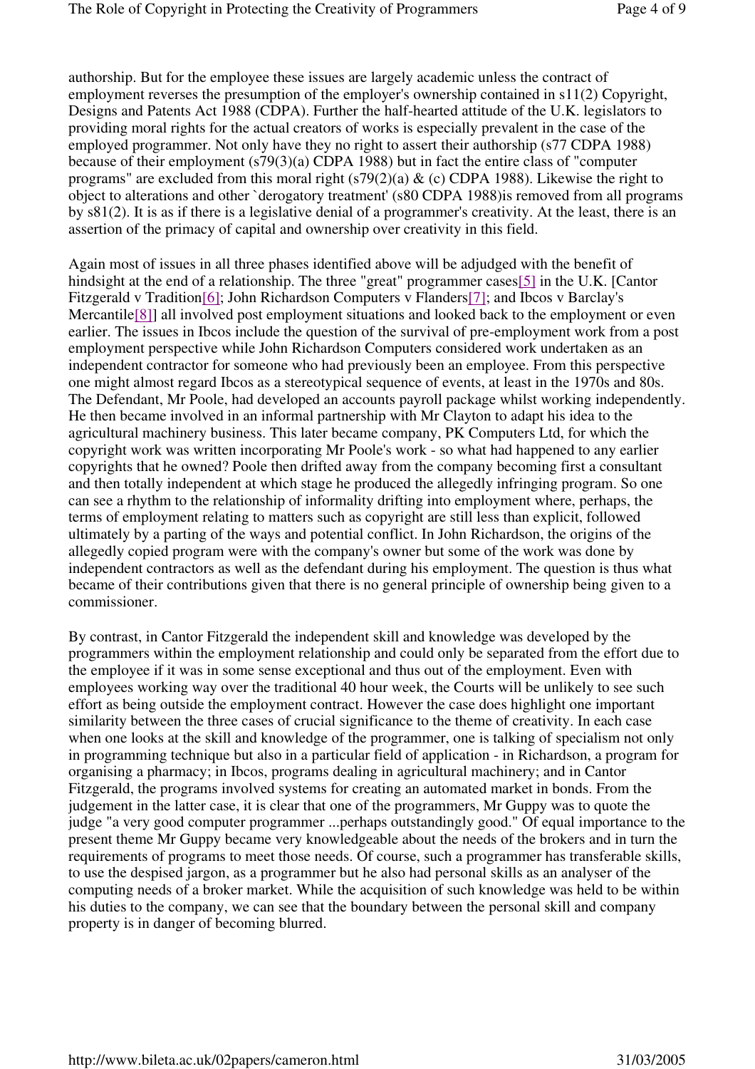authorship. But for the employee these issues are largely academic unless the contract of employment reverses the presumption of the employer's ownership contained in s11(2) Copyright, Designs and Patents Act 1988 (CDPA). Further the half-hearted attitude of the U.K. legislators to providing moral rights for the actual creators of works is especially prevalent in the case of the employed programmer. Not only have they no right to assert their authorship (s77 CDPA 1988) because of their employment (s79(3)(a) CDPA 1988) but in fact the entire class of "computer programs" are excluded from this moral right (s79(2)(a) & (c) CDPA 1988). Likewise the right to object to alterations and other `derogatory treatment' (s80 CDPA 1988)is removed from all programs by s81(2). It is as if there is a legislative denial of a programmer's creativity. At the least, there is an assertion of the primacy of capital and ownership over creativity in this field.

Again most of issues in all three phases identified above will be adjudged with the benefit of hindsight at the end of a relationship. The three "great" programmer cases[5] in the U.K. [Cantor Fitzgerald v Tradition[6]; John Richardson Computers v Flanders[7]; and Ibcos v Barclay's Mercantile[8]] all involved post employment situations and looked back to the employment or even earlier. The issues in Ibcos include the question of the survival of pre-employment work from a post employment perspective while John Richardson Computers considered work undertaken as an independent contractor for someone who had previously been an employee. From this perspective one might almost regard Ibcos as a stereotypical sequence of events, at least in the 1970s and 80s. The Defendant, Mr Poole, had developed an accounts payroll package whilst working independently. He then became involved in an informal partnership with Mr Clayton to adapt his idea to the agricultural machinery business. This later became company, PK Computers Ltd, for which the copyright work was written incorporating Mr Poole's work - so what had happened to any earlier copyrights that he owned? Poole then drifted away from the company becoming first a consultant and then totally independent at which stage he produced the allegedly infringing program. So one can see a rhythm to the relationship of informality drifting into employment where, perhaps, the terms of employment relating to matters such as copyright are still less than explicit, followed ultimately by a parting of the ways and potential conflict. In John Richardson, the origins of the allegedly copied program were with the company's owner but some of the work was done by independent contractors as well as the defendant during his employment. The question is thus what became of their contributions given that there is no general principle of ownership being given to a commissioner.

By contrast, in Cantor Fitzgerald the independent skill and knowledge was developed by the programmers within the employment relationship and could only be separated from the effort due to the employee if it was in some sense exceptional and thus out of the employment. Even with employees working way over the traditional 40 hour week, the Courts will be unlikely to see such effort as being outside the employment contract. However the case does highlight one important similarity between the three cases of crucial significance to the theme of creativity. In each case when one looks at the skill and knowledge of the programmer, one is talking of specialism not only in programming technique but also in a particular field of application - in Richardson, a program for organising a pharmacy; in Ibcos, programs dealing in agricultural machinery; and in Cantor Fitzgerald, the programs involved systems for creating an automated market in bonds. From the judgement in the latter case, it is clear that one of the programmers, Mr Guppy was to quote the judge "a very good computer programmer ...perhaps outstandingly good." Of equal importance to the present theme Mr Guppy became very knowledgeable about the needs of the brokers and in turn the requirements of programs to meet those needs. Of course, such a programmer has transferable skills, to use the despised jargon, as a programmer but he also had personal skills as an analyser of the computing needs of a broker market. While the acquisition of such knowledge was held to be within his duties to the company, we can see that the boundary between the personal skill and company property is in danger of becoming blurred.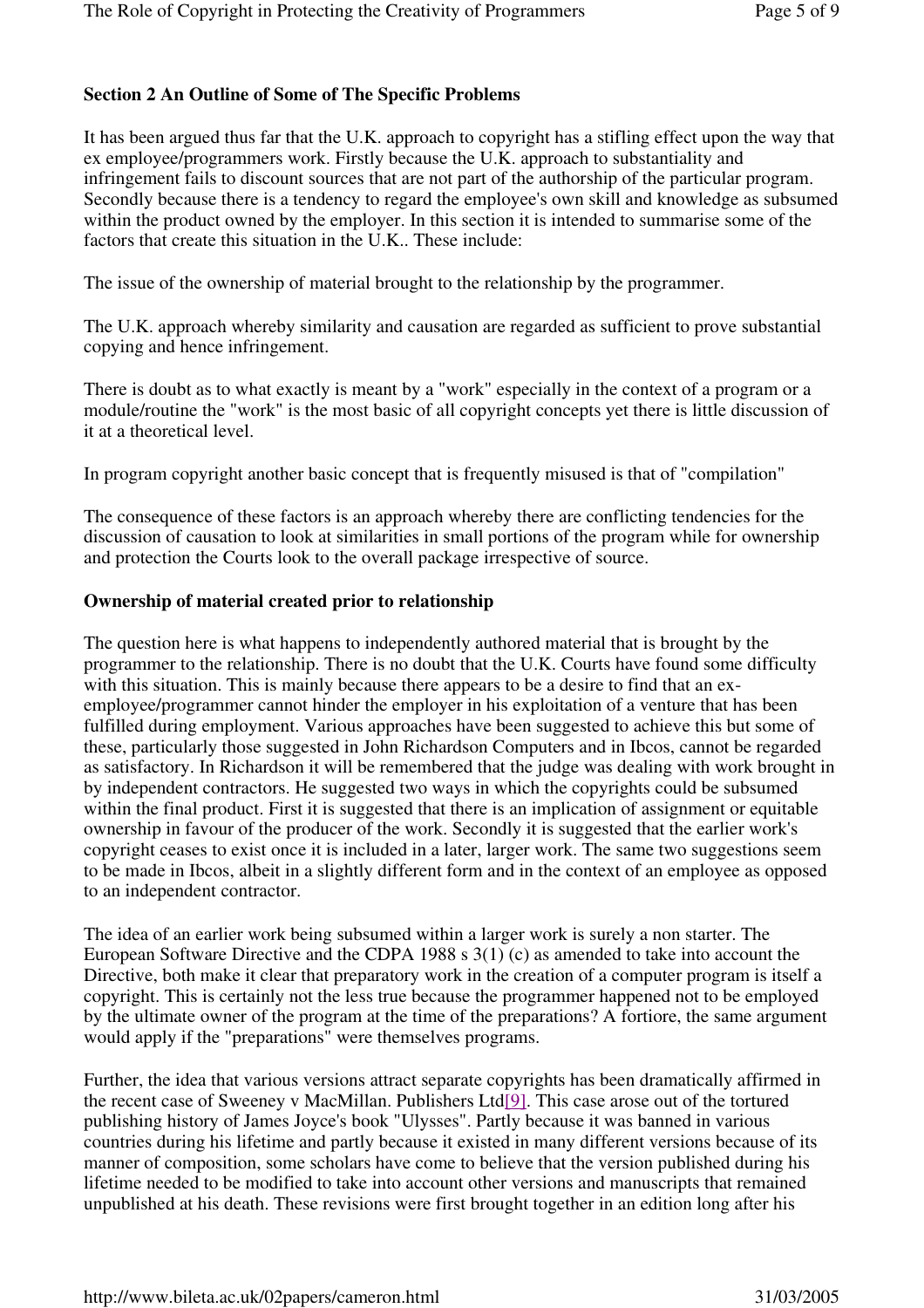**Section 2 An Outline of Some of The Specific Problems**

It has been argued thus far that the U.K. approach to copyright has a stifling effect upon the way that ex employee/programmers work. Firstly because the U.K. approach to substantiality and infringement fails to discount sources that are not part of the authorship of the particular program. Secondly because there is a tendency to regard the employee's own skill and knowledge as subsumed within the product owned by the employer. In this section it is intended to summarise some of the factors that create this situation in the U.K.. These include:

The issue of the ownership of material brought to the relationship by the programmer.

The U.K. approach whereby similarity and causation are regarded as sufficient to prove substantial copying and hence infringement.

There is doubt as to what exactly is meant by a "work" especially in the context of a program or a module/routine the "work" is the most basic of all copyright concepts yet there is little discussion of it at a theoretical level.

In program copyright another basic concept that is frequently misused is that of "compilation"

The consequence of these factors is an approach whereby there are conflicting tendencies for the discussion of causation to look at similarities in small portions of the program while for ownership and protection the Courts look to the overall package irrespective of source.

**Ownership of material created prior to relationship**

The question here is what happens to independently authored material that is brought by the programmer to the relationship. There is no doubt that the U.K. Courts have found some difficulty with this situation. This is mainly because there appears to be a desire to find that an ex-employee/programmer cannot hinder the employer in his exploitation of a venture that has been fulfilled during employment. Various approaches have been suggested to achieve this but some of these, particularly those suggested in John Richardson Computers and in Ibcos, cannot be regarded as satisfactory. In Richardson it will be remembered that the judge was dealing with work brought in by independent contractors. He suggested two ways in which the copyrights could be subsumed within the final product. First it is suggested that there is an implication of assignment or equitable ownership in favour of the producer of the work. Secondly it is suggested that the earlier work's copyright ceases to exist once it is included in a later, larger work. The same two suggestions seem to be made in Ibcos, albeit in a slightly different form and in the context of an employee as opposed to an independent contractor.

The idea of an earlier work being subsumed within a larger work is surely a non starter. The European Software Directive and the CDPA 1988 s 3(1) (c) as amended to take into account the Directive, both make it clear that preparatory work in the creation of a computer program is itself a copyright. This is certainly not the less true because the programmer happened not to be employed by the ultimate owner of the program at the time of the preparations? A fortiore, the same argument would apply if the "preparations" were themselves programs.

Further, the idea that various versions attract separate copyrights has been dramatically affirmed in the recent case of Sweeney v MacMillan. Publishers Ltd[9]. This case arose out of the tortured publishing history of James Joyce's book "Ulysses". Partly because it was banned in various countries during his lifetime and partly because it existed in many different versions because of its manner of composition, some scholars have come to believe that the version published during his lifetime needed to be modified to take into account other versions and manuscripts that remained unpublished at his death. These revisions were first brought together in an edition long after his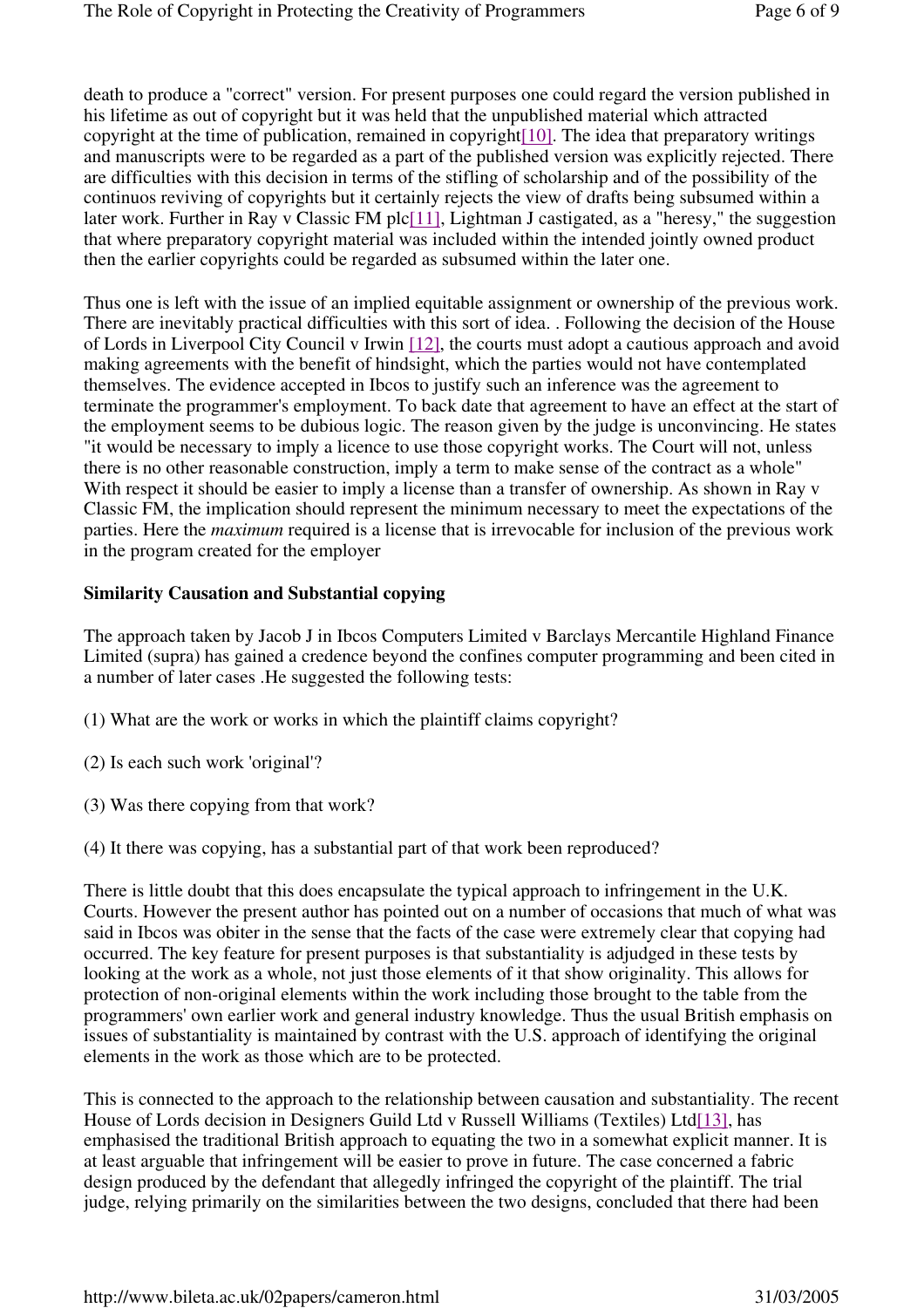death to produce a "correct" version. For present purposes one could regard the version published in his lifetime as out of copyright but it was held that the unpublished material which attracted copyright at the time of publication, remained in copyright[10]. The idea that preparatory writings and manuscripts were to be regarded as a part of the published version was explicitly rejected. There are difficulties with this decision in terms of the stifling of scholarship and of the possibility of the continuos reviving of copyrights but it certainly rejects the view of drafts being subsumed within a later work. Further in Ray v Classic FM plc[11], Lightman J castigated, as a "heresy," the suggestion that where preparatory copyright material was included within the intended jointly owned product then the earlier copyrights could be regarded as subsumed within the later one.

Thus one is left with the issue of an implied equitable assignment or ownership of the previous work. There are inevitably practical difficulties with this sort of idea. . Following the decision of the House of Lords in Liverpool City Council v Irwin [12], the courts must adopt a cautious approach and avoid making agreements with the benefit of hindsight, which the parties would not have contemplated themselves. The evidence accepted in Ibcos to justify such an inference was the agreement to terminate the programmer's employment. To back date that agreement to have an effect at the start of the employment seems to be dubious logic. The reason given by the judge is unconvincing. He states "it would be necessary to imply a licence to use those copyright works. The Court will not, unless there is no other reasonable construction, imply a term to make sense of the contract as a whole" With respect it should be easier to imply a license than a transfer of ownership. As shown in Ray v Classic FM, the implication should represent the minimum necessary to meet the expectations of the parties. Here the *maximum* required is a license that is irrevocable for inclusion of the previous work in the program created for the employer

**Similarity Causation and Substantial copying**

The approach taken by Jacob J in Ibcos Computers Limited v Barclays Mercantile Highland Finance Limited (supra) has gained a credence beyond the confines computer programming and been cited in a number of later cases .He suggested the following tests:

(1) What are the work or works in which the plaintiff claims copyright?

(2) Is each such work 'original'?

(3) Was there copying from that work?

(4) It there was copying, has a substantial part of that work been reproduced?

There is little doubt that this does encapsulate the typical approach to infringement in the U.K. Courts. However the present author has pointed out on a number of occasions that much of what was said in Ibcos was obiter in the sense that the facts of the case were extremely clear that copying had occurred. The key feature for present purposes is that substantiality is adjudged in these tests by looking at the work as a whole, not just those elements of it that show originality. This allows for protection of non-original elements within the work including those brought to the table from the programmers' own earlier work and general industry knowledge. Thus the usual British emphasis on issues of substantiality is maintained by contrast with the U.S. approach of identifying the original elements in the work as those which are to be protected.

This is connected to the approach to the relationship between causation and substantiality. The recent House of Lords decision in Designers Guild Ltd v Russell Williams (Textiles) Ltd[13], has emphasised the traditional British approach to equating the two in a somewhat explicit manner. It is at least arguable that infringement will be easier to prove in future. The case concerned a fabric design produced by the defendant that allegedly infringed the copyright of the plaintiff. The trial judge, relying primarily on the similarities between the two designs, concluded that there had been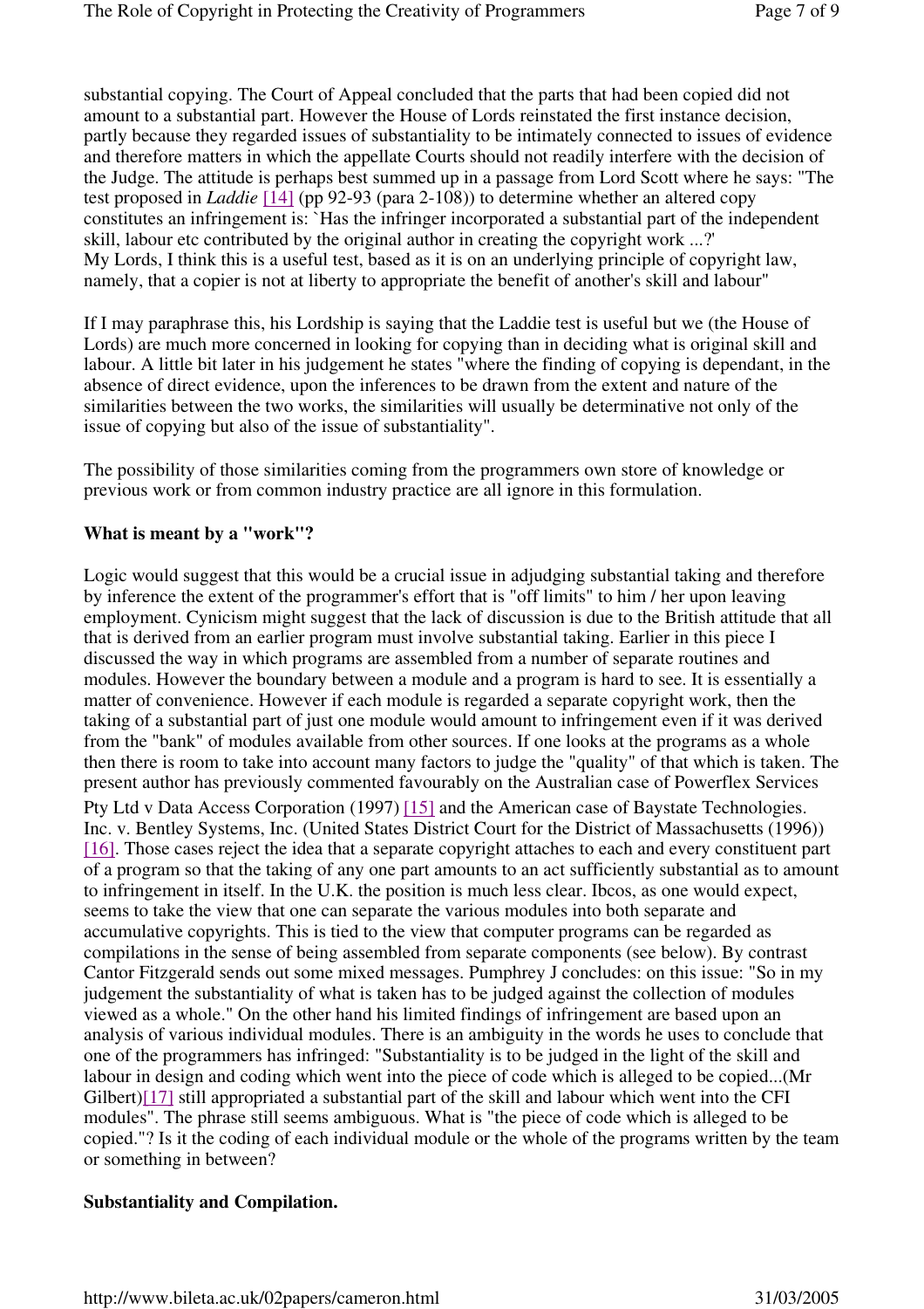substantial copying. The Court of Appeal concluded that the parts that had been copied did not amount to a substantial part. However the House of Lords reinstated the first instance decision, partly because they regarded issues of substantiality to be intimately connected to issues of evidence and therefore matters in which the appellate Courts should not readily interfere with the decision of the Judge. The attitude is perhaps best summed up in a passage from Lord Scott where he says: "The test proposed in *Laddie* [14] (pp 92-93 (para 2-108)) to determine whether an altered copy constitutes an infringement is: `Has the infringer incorporated a substantial part of the independent skill, labour etc contributed by the original author in creating the copyright work ...?'
My Lords, I think this is a useful test, based as it is on an underlying principle of copyright law, namely, that a copier is not at liberty to appropriate the benefit of another's skill and labour"

If I may paraphrase this, his Lordship is saying that the Laddie test is useful but we (the House of Lords) are much more concerned in looking for copying than in deciding what is original skill and labour. A little bit later in his judgement he states "where the finding of copying is dependant, in the absence of direct evidence, upon the inferences to be drawn from the extent and nature of the similarities between the two works, the similarities will usually be determinative not only of the issue of copying but also of the issue of substantiality".

The possibility of those similarities coming from the programmers own store of knowledge or previous work or from common industry practice are all ignore in this formulation.

**What is meant by a "work"?**

Logic would suggest that this would be a crucial issue in adjudging substantial taking and therefore by inference the extent of the programmer's effort that is "off limits" to him / her upon leaving employment. Cynicism might suggest that the lack of discussion is due to the British attitude that all that is derived from an earlier program must involve substantial taking. Earlier in this piece I discussed the way in which programs are assembled from a number of separate routines and modules. However the boundary between a module and a program is hard to see. It is essentially a matter of convenience. However if each module is regarded a separate copyright work, then the taking of a substantial part of just one module would amount to infringement even if it was derived from the "bank" of modules available from other sources. If one looks at the programs as a whole then there is room to take into account many factors to judge the "quality" of that which is taken. The present author has previously commented favourably on the Australian case of Powerflex Services Pty Ltd v Data Access Corporation (1997) [15] and the American case of Baystate Technologies. Inc. v. Bentley Systems, Inc. (United States District Court for the District of Massachusetts (1996)) [16]. Those cases reject the idea that a separate copyright attaches to each and every constituent part of a program so that the taking of any one part amounts to an act sufficiently substantial as to amount to infringement in itself. In the U.K. the position is much less clear. Ibcos, as one would expect, seems to take the view that one can separate the various modules into both separate and accumulative copyrights. This is tied to the view that computer programs can be regarded as compilations in the sense of being assembled from separate components (see below). By contrast Cantor Fitzgerald sends out some mixed messages. Pumphrey J concludes: on this issue: "So in my judgement the substantiality of what is taken has to be judged against the collection of modules viewed as a whole." On the other hand his limited findings of infringement are based upon an analysis of various individual modules. There is an ambiguity in the words he uses to conclude that one of the programmers has infringed: "Substantiality is to be judged in the light of the skill and labour in design and coding which went into the piece of code which is alleged to be copied...(Mr Gilbert)[17] still appropriated a substantial part of the skill and labour which went into the CFI modules". The phrase still seems ambiguous. What is "the piece of code which is alleged to be copied."? Is it the coding of each individual module or the whole of the programs written by the team or something in between?

**Substantiality and Compilation.**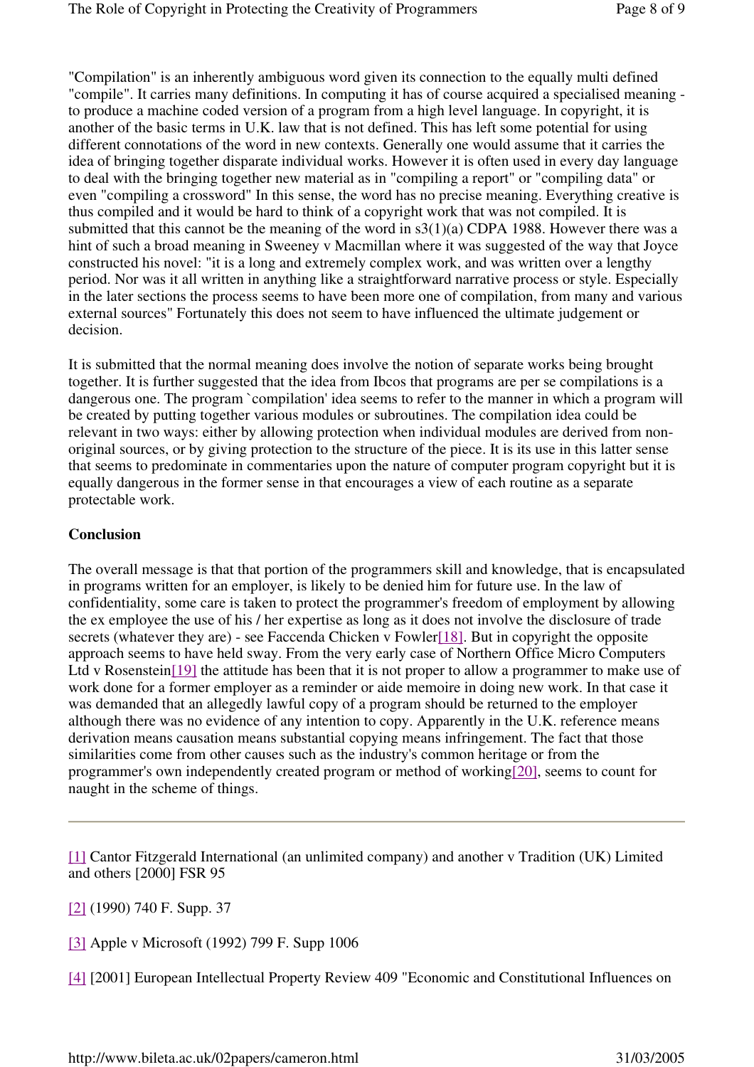"Compilation" is an inherently ambiguous word given its connection to the equally multi defined "compile". It carries many definitions. In computing it has of course acquired a specialised meaning - to produce a machine coded version of a program from a high level language. In copyright, it is another of the basic terms in U.K. law that is not defined. This has left some potential for using different connotations of the word in new contexts. Generally one would assume that it carries the idea of bringing together disparate individual works. However it is often used in every day language to deal with the bringing together new material as in "compiling a report" or "compiling data" or even "compiling a crossword" In this sense, the word has no precise meaning. Everything creative is thus compiled and it would be hard to think of a copyright work that was not compiled. It is submitted that this cannot be the meaning of the word in s3(1)(a) CDPA 1988. However there was a hint of such a broad meaning in Sweeney v Macmillan where it was suggested of the way that Joyce constructed his novel: "it is a long and extremely complex work, and was written over a lengthy period. Nor was it all written in anything like a straightforward narrative process or style. Especially in the later sections the process seems to have been more one of compilation, from many and various external sources" Fortunately this does not seem to have influenced the ultimate judgement or decision.

It is submitted that the normal meaning does involve the notion of separate works being brought together. It is further suggested that the idea from Ibcos that programs are per se compilations is a dangerous one. The program `compilation' idea seems to refer to the manner in which a program will be created by putting together various modules or subroutines. The compilation idea could be relevant in two ways: either by allowing protection when individual modules are derived from non-original sources, or by giving protection to the structure of the piece. It is its use in this latter sense that seems to predominate in commentaries upon the nature of computer program copyright but it is equally dangerous in the former sense in that encourages a view of each routine as a separate protectable work.

**Conclusion**

The overall message is that that portion of the programmers skill and knowledge, that is encapsulated in programs written for an employer, is likely to be denied him for future use. In the law of confidentiality, some care is taken to protect the programmer's freedom of employment by allowing the ex employee the use of his / her expertise as long as it does not involve the disclosure of trade secrets (whatever they are) - see Faccenda Chicken v Fowler[18]. But in copyright the opposite approach seems to have held sway. From the very early case of Northern Office Micro Computers Ltd v Rosenstein[19] the attitude has been that it is not proper to allow a programmer to make use of work done for a former employer as a reminder or aide memoire in doing new work. In that case it was demanded that an allegedly lawful copy of a program should be returned to the employer although there was no evidence of any intention to copy. Apparently in the U.K. reference means derivation means causation means substantial copying means infringement. The fact that those similarities come from other causes such as the industry's common heritage or from the programmer's own independently created program or method of working[20], seems to count for naught in the scheme of things.

---

[1] Cantor Fitzgerald International (an unlimited company) and another v Tradition (UK) Limited and others [2000] FSR 95

[2] (1990) 740 F. Supp. 37

[3] Apple v Microsoft (1992) 799 F. Supp 1006

[4] [2001] European Intellectual Property Review 409 "Economic and Constitutional Influences on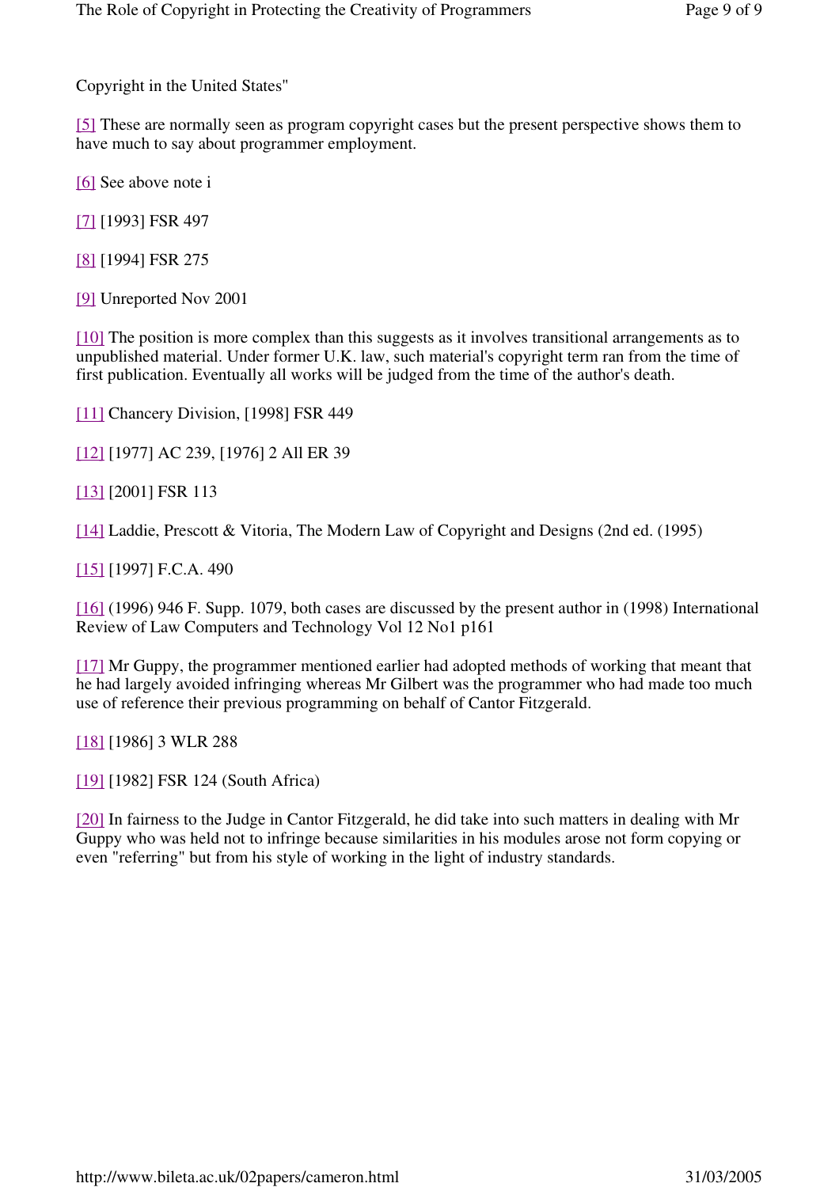Copyright in the United States"

[5] These are normally seen as program copyright cases but the present perspective shows them to have much to say about programmer employment.

[6] See above note i

[7] [1993] FSR 497

[8] [1994] FSR 275

[9] Unreported Nov 2001

[10] The position is more complex than this suggests as it involves transitional arrangements as to unpublished material. Under former U.K. law, such material's copyright term ran from the time of first publication. Eventually all works will be judged from the time of the author's death.

[11] Chancery Division, [1998] FSR 449

[12] [1977] AC 239, [1976] 2 All ER 39

[13] [2001] FSR 113

[14] Laddie, Prescott & Vitoria, The Modern Law of Copyright and Designs (2nd ed. (1995)

[15] [1997] F.C.A. 490

[16] (1996) 946 F. Supp. 1079, both cases are discussed by the present author in (1998) International Review of Law Computers and Technology Vol 12 No1 p161

[17] Mr Guppy, the programmer mentioned earlier had adopted methods of working that meant that he had largely avoided infringing whereas Mr Gilbert was the programmer who had made too much use of reference their previous programming on behalf of Cantor Fitzgerald.

[18] [1986] 3 WLR 288

[19] [1982] FSR 124 (South Africa)

[20] In fairness to the Judge in Cantor Fitzgerald, he did take into such matters in dealing with Mr Guppy who was held not to infringe because similarities in his modules arose not form copying or even "referring" but from his style of working in the light of industry standards.